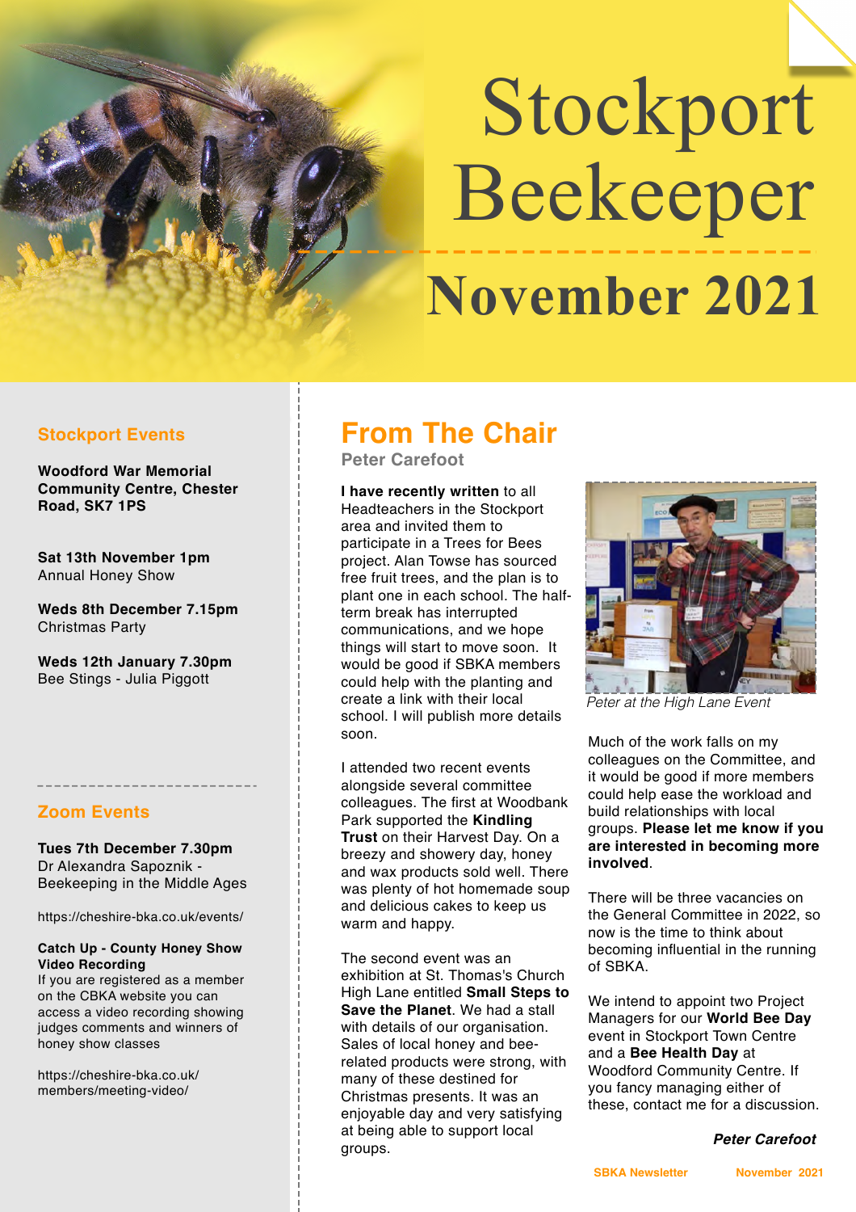# Stockport Beekeeper

# November 2021

## Stockport Events

**Woodford War Memorial Community Centre, Chester Road, SK7 1PS**

**Sat 13th November 1pm**
Annual Honey Show

**Weds 8th December 7.15pm**
Christmas Party

**Weds 12th January 7.30pm**
Bee Stings - Julia Piggott

## Zoom Events

**Tues 7th December 7.30pm**
Dr Alexandra Sapoznik - Beekeeping in the Middle Ages

https://cheshire-bka.co.uk/events/

**Catch Up - County Honey Show Video Recording**
If you are registered as a member on the CBKA website you can access a video recording showing judges comments and winners of honey show classes

https://cheshire-bka.co.uk/members/meeting-video/

## From The Chair

**Peter Carefoot**

**I have recently written** to all Headteachers in the Stockport area and invited them to participate in a Trees for Bees project. Alan Towse has sourced free fruit trees, and the plan is to plant one in each school. The half-term break has interrupted communications, and we hope things will start to move soon. It would be good if SBKA members could help with the planting and create a link with their local school. I will publish more details soon.

I attended two recent events alongside several committee colleagues. The first at Woodbank Park supported the **Kindling Trust** on their Harvest Day. On a breezy and showery day, honey and wax products sold well. There was plenty of hot homemade soup and delicious cakes to keep us warm and happy.

The second event was an exhibition at St. Thomas's Church High Lane entitled **Small Steps to Save the Planet**. We had a stall with details of our organisation. Sales of local honey and bee-related products were strong, with many of these destined for Christmas presents. It was an enjoyable day and very satisfying at being able to support local groups.

*Peter at the High Lane Event*

Much of the work falls on my colleagues on the Committee, and it would be good if more members could help ease the workload and build relationships with local groups. **Please let me know if you are interested in becoming more involved**.

There will be three vacancies on the General Committee in 2022, so now is the time to think about becoming influential in the running of SBKA.

We intend to appoint two Project Managers for our **World Bee Day** event in Stockport Town Centre and a **Bee Health Day** at Woodford Community Centre. If you fancy managing either of these, contact me for a discussion.

***Peter Carefoot***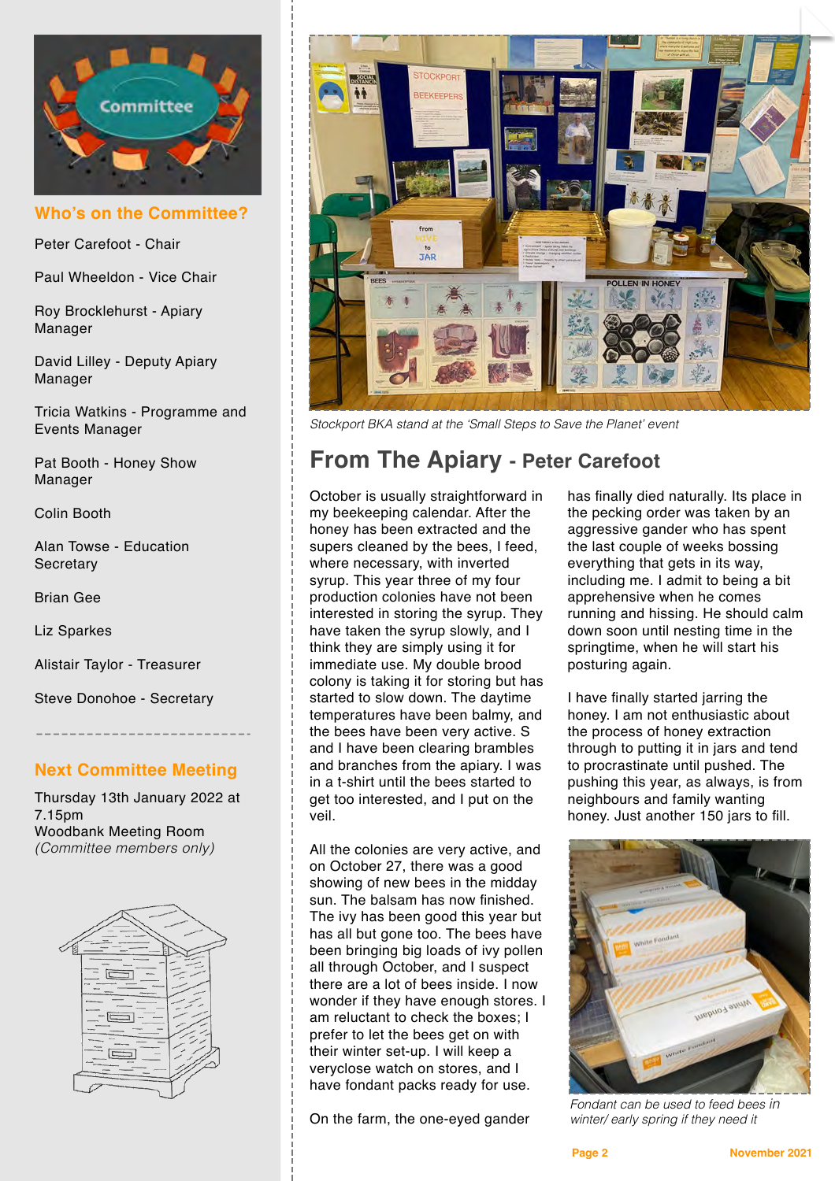## Who's on the Committee?

Peter Carefoot - Chair

Paul Wheeldon - Vice Chair

Roy Brocklehurst - Apiary Manager

David Lilley - Deputy Apiary Manager

Tricia Watkins - Programme and Events Manager

Pat Booth - Honey Show Manager

Colin Booth

Alan Towse - Education Secretary

Brian Gee

Liz Sparkes

Alistair Taylor - Treasurer

Steve Donohoe - Secretary

## Next Committee Meeting

Thursday 13th January 2022 at 7.15pm
Woodbank Meeting Room
*(Committee members only)*

*Stockport BKA stand at the 'Small Steps to Save the Planet' event*

# From The Apiary - Peter Carefoot

October is usually straightforward in my beekeeping calendar. After the honey has been extracted and the supers cleaned by the bees, I feed, where necessary, with inverted syrup. This year three of my four production colonies have not been interested in storing the syrup. They have taken the syrup slowly, and I think they are simply using it for immediate use. My double brood colony is taking it for storing but has started to slow down. The daytime temperatures have been balmy, and the bees have been very active. S and I have been clearing brambles and branches from the apiary. I was in a t-shirt until the bees started to get too interested, and I put on the veil.

All the colonies are very active, and on October 27, there was a good showing of new bees in the midday sun. The balsam has now finished. The ivy has been good this year but has all but gone too. The bees have been bringing big loads of ivy pollen all through October, and I suspect there are a lot of bees inside. I now wonder if they have enough stores. I am reluctant to check the boxes; I prefer to let the bees get on with their winter set-up. I will keep a veryclose watch on stores, and I have fondant packs ready for use.

On the farm, the one-eyed gander has finally died naturally. Its place in the pecking order was taken by an aggressive gander who has spent the last couple of weeks bossing everything that gets in its way, including me. I admit to being a bit apprehensive when he comes running and hissing. He should calm down soon until nesting time in the springtime, when he will start his posturing again.

I have finally started jarring the honey. I am not enthusiastic about the process of honey extraction through to putting it in jars and tend to procrastinate until pushed. The pushing this year, as always, is from neighbours and family wanting honey. Just another 150 jars to fill.

*Fondant can be used to feed bees in winter/ early spring if they need it*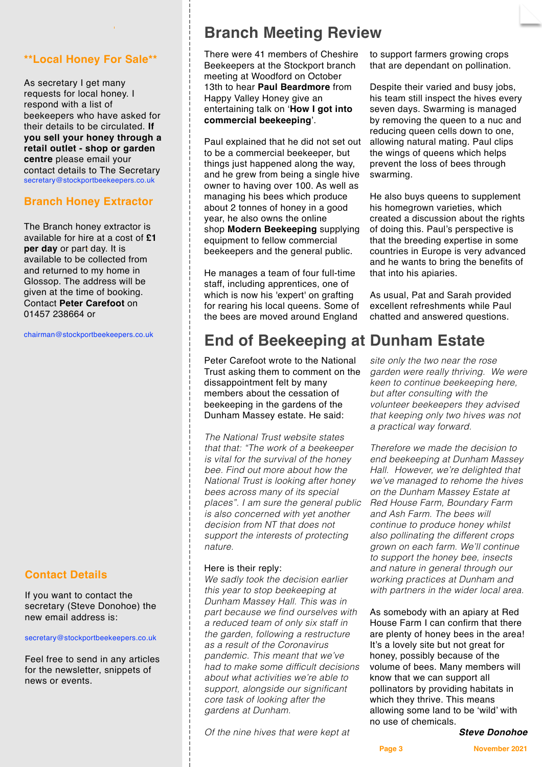## **Local Honey For Sale**

As secretary I get many requests for local honey. I respond with a list of beekeepers who have asked for their details to be circulated. **If you sell your honey through a retail outlet - shop or garden centre** please email your contact details to The Secretary secretary@stockportbeekeepers.co.uk

## Branch Honey Extractor

The Branch honey extractor is available for hire at a cost of **£1 per day** or part day. It is available to be collected from and returned to my home in Glossop. The address will be given at the time of booking. Contact **Peter Carefoot** on 01457 238664 or

chairman@stockportbeekeepers.co.uk

## Contact Details

If you want to contact the secretary (Steve Donohoe) the new email address is:

secretary@stockportbeekeepers.co.uk

Feel free to send in any articles for the newsletter, snippets of news or events.

# Branch Meeting Review

There were 41 members of Cheshire Beekeepers at the Stockport branch meeting at Woodford on October 13th to hear **Paul Beardmore** from Happy Valley Honey give an entertaining talk on '**How I got into commercial beekeeping**'.

Paul explained that he did not set out to be a commercial beekeeper, but things just happened along the way, and he grew from being a single hive owner to having over 100. As well as managing his bees which produce about 2 tonnes of honey in a good year, he also owns the online shop **Modern Beekeeping** supplying equipment to fellow commercial beekeepers and the general public.

He manages a team of four full-time staff, including apprentices, one of which is now his 'expert' on grafting for rearing his local queens. Some of the bees are moved around England to support farmers growing crops that are dependant on pollination.

Despite their varied and busy jobs, his team still inspect the hives every seven days. Swarming is managed by removing the queen to a nuc and reducing queen cells down to one, allowing natural mating. Paul clips the wings of queens which helps prevent the loss of bees through swarming.

He also buys queens to supplement his homegrown varieties, which created a discussion about the rights of doing this. Paul's perspective is that the breeding expertise in some countries in Europe is very advanced and he wants to bring the benefits of that into his apiaries.

As usual, Pat and Sarah provided excellent refreshments while Paul chatted and answered questions.

# End of Beekeeping at Dunham Estate

Peter Carefoot wrote to the National Trust asking them to comment on the dissappointment felt by many members about the cessation of beekeeping in the gardens of the Dunham Massey estate. He said:

*The National Trust website states that that: "The work of a beekeeper is vital for the survival of the honey bee. Find out more about how the National Trust is looking after honey bees across many of its special places". I am sure the general public is also concerned with yet another decision from NT that does not support the interests of protecting nature.*

Here is their reply:
*We sadly took the decision earlier this year to stop beekeeping at Dunham Massey Hall. This was in part because we find ourselves with a reduced team of only six staff in the garden, following a restructure as a result of the Coronavirus pandemic. This meant that we've had to make some difficult decisions about what activities we're able to support, alongside our significant core task of looking after the gardens at Dunham.*

*Of the nine hives that were kept at site only the two near the rose garden were really thriving. We were keen to continue beekeeping here, but after consulting with the volunteer beekeepers they advised that keeping only two hives was not a practical way forward.*

*Therefore we made the decision to end beekeeping at Dunham Massey Hall. However, we're delighted that we've managed to rehome the hives on the Dunham Massey Estate at Red House Farm, Boundary Farm and Ash Farm. The bees will continue to produce honey whilst also pollinating the different crops grown on each farm. We'll continue to support the honey bee, insects and nature in general through our working practices at Dunham and with partners in the wider local area.*

As somebody with an apiary at Red House Farm I can confirm that there are plenty of honey bees in the area! It's a lovely site but not great for honey, possibly because of the volume of bees. Many members will know that we can support all pollinators by providing habitats in which they thrive. This means allowing some land to be 'wild' with no use of chemicals.

***Steve Donohoe***